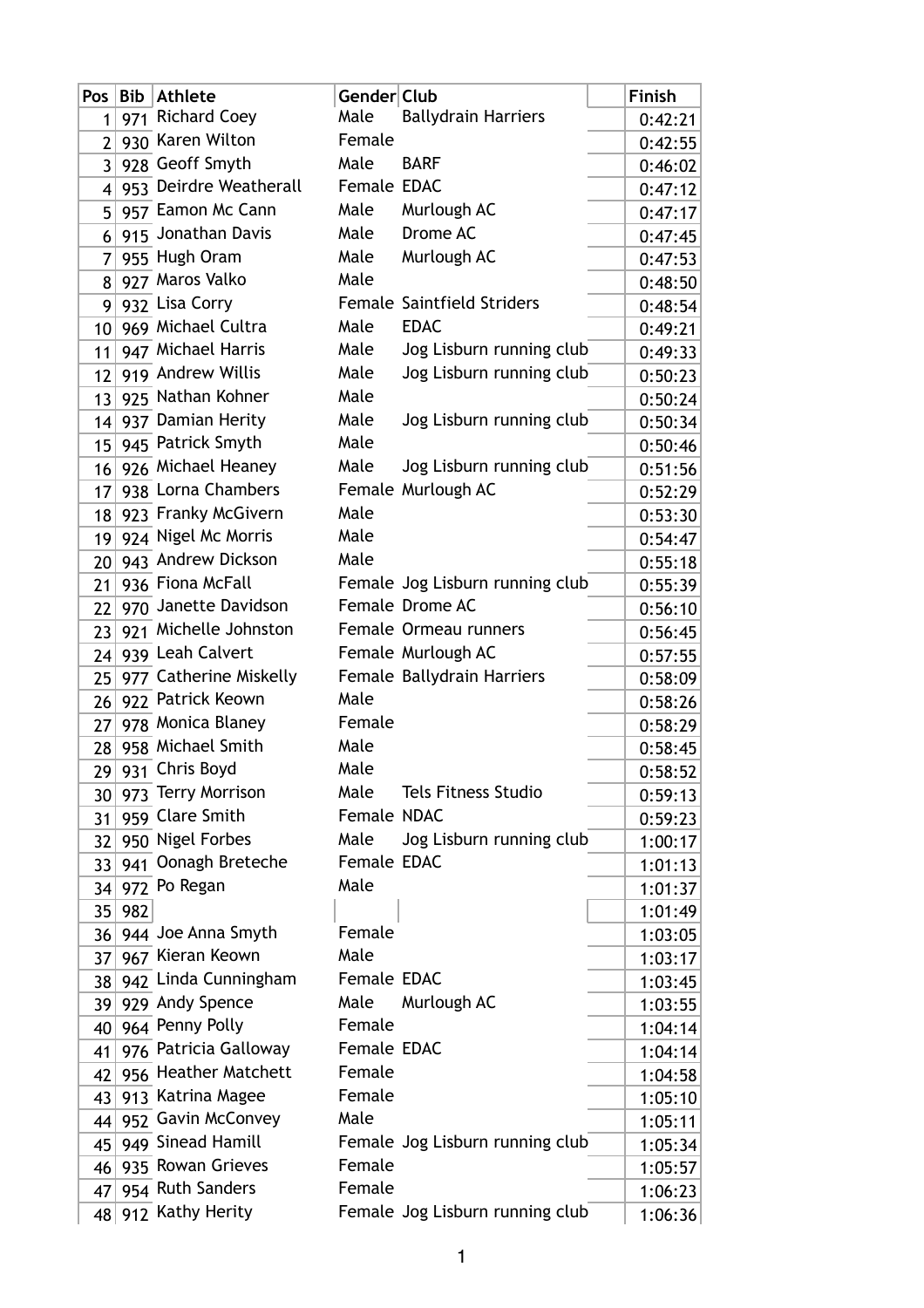| Pos | Bib | Athlete | Gender | Club | | Finish |
|---|---|---|---|---|---|---|
| 1 | 971 | Richard Coey | Male | Ballydrain Harriers | | 0:42:21 |
| 2 | 930 | Karen Wilton | Female | | | 0:42:55 |
| 3 | 928 | Geoff Smyth | Male | BARF | | 0:46:02 |
| 4 | 953 | Deirdre Weatherall | Female | EDAC | | 0:47:12 |
| 5 | 957 | Eamon Mc Cann | Male | Murlough AC | | 0:47:17 |
| 6 | 915 | Jonathan Davis | Male | Drome AC | | 0:47:45 |
| 7 | 955 | Hugh Oram | Male | Murlough AC | | 0:47:53 |
| 8 | 927 | Maros Valko | Male | | | 0:48:50 |
| 9 | 932 | Lisa Corry | Female | Saintfield Striders | | 0:48:54 |
| 10 | 969 | Michael Cultra | Male | EDAC | | 0:49:21 |
| 11 | 947 | Michael Harris | Male | Jog Lisburn running club | | 0:49:33 |
| 12 | 919 | Andrew Willis | Male | Jog Lisburn running club | | 0:50:23 |
| 13 | 925 | Nathan Kohner | Male | | | 0:50:24 |
| 14 | 937 | Damian Herity | Male | Jog Lisburn running club | | 0:50:34 |
| 15 | 945 | Patrick Smyth | Male | | | 0:50:46 |
| 16 | 926 | Michael Heaney | Male | Jog Lisburn running club | | 0:51:56 |
| 17 | 938 | Lorna Chambers | Female | Murlough AC | | 0:52:29 |
| 18 | 923 | Franky McGivern | Male | | | 0:53:30 |
| 19 | 924 | Nigel Mc Morris | Male | | | 0:54:47 |
| 20 | 943 | Andrew Dickson | Male | | | 0:55:18 |
| 21 | 936 | Fiona McFall | Female | Jog Lisburn running club | | 0:55:39 |
| 22 | 970 | Janette Davidson | Female | Drome AC | | 0:56:10 |
| 23 | 921 | Michelle Johnston | Female | Ormeau runners | | 0:56:45 |
| 24 | 939 | Leah Calvert | Female | Murlough AC | | 0:57:55 |
| 25 | 977 | Catherine Miskelly | Female | Ballydrain Harriers | | 0:58:09 |
| 26 | 922 | Patrick Keown | Male | | | 0:58:26 |
| 27 | 978 | Monica Blaney | Female | | | 0:58:29 |
| 28 | 958 | Michael Smith | Male | | | 0:58:45 |
| 29 | 931 | Chris Boyd | Male | | | 0:58:52 |
| 30 | 973 | Terry Morrison | Male | Tels Fitness Studio | | 0:59:13 |
| 31 | 959 | Clare Smith | Female | NDAC | | 0:59:23 |
| 32 | 950 | Nigel Forbes | Male | Jog Lisburn running club | | 1:00:17 |
| 33 | 941 | Oonagh Breteche | Female | EDAC | | 1:01:13 |
| 34 | 972 | Po Regan | Male | | | 1:01:37 |
| 35 | 982 | | | | | 1:01:49 |
| 36 | 944 | Joe Anna Smyth | Female | | | 1:03:05 |
| 37 | 967 | Kieran Keown | Male | | | 1:03:17 |
| 38 | 942 | Linda Cunningham | Female | EDAC | | 1:03:45 |
| 39 | 929 | Andy Spence | Male | Murlough AC | | 1:03:55 |
| 40 | 964 | Penny Polly | Female | | | 1:04:14 |
| 41 | 976 | Patricia Galloway | Female | EDAC | | 1:04:14 |
| 42 | 956 | Heather Matchett | Female | | | 1:04:58 |
| 43 | 913 | Katrina Magee | Female | | | 1:05:10 |
| 44 | 952 | Gavin McConvey | Male | | | 1:05:11 |
| 45 | 949 | Sinead Hamill | Female | Jog Lisburn running club | | 1:05:34 |
| 46 | 935 | Rowan Grieves | Female | | | 1:05:57 |
| 47 | 954 | Ruth Sanders | Female | | | 1:06:23 |
| 48 | 912 | Kathy Herity | Female | Jog Lisburn running club | | 1:06:36 |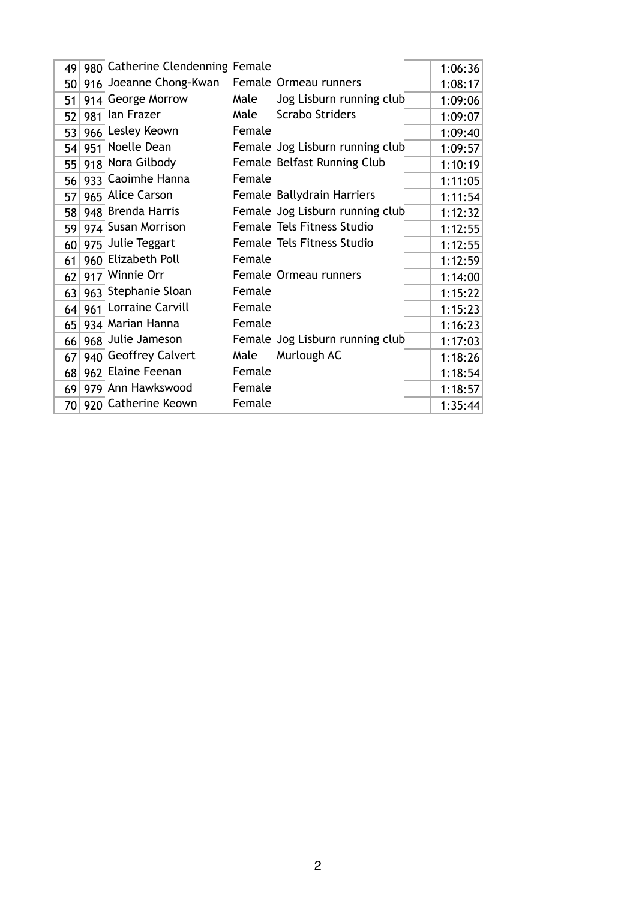| | | | | | | |
|---|---|---|---|---|---|---|
| 49 | 980 | Catherine Clendenning | Female | | | 1:06:36 |
| 50 | 916 | Joeanne Chong-Kwan | Female | Ormeau runners | | 1:08:17 |
| 51 | 914 | George Morrow | Male | Jog Lisburn running club | | 1:09:06 |
| 52 | 981 | Ian Frazer | Male | Scrabo Striders | | 1:09:07 |
| 53 | 966 | Lesley Keown | Female | | | 1:09:40 |
| 54 | 951 | Noelle Dean | Female | Jog Lisburn running club | | 1:09:57 |
| 55 | 918 | Nora Gilbody | Female | Belfast Running Club | | 1:10:19 |
| 56 | 933 | Caoimhe Hanna | Female | | | 1:11:05 |
| 57 | 965 | Alice Carson | Female | Ballydrain Harriers | | 1:11:54 |
| 58 | 948 | Brenda Harris | Female | Jog Lisburn running club | | 1:12:32 |
| 59 | 974 | Susan Morrison | Female | Tels Fitness Studio | | 1:12:55 |
| 60 | 975 | Julie Teggart | Female | Tels Fitness Studio | | 1:12:55 |
| 61 | 960 | Elizabeth Poll | Female | | | 1:12:59 |
| 62 | 917 | Winnie Orr | Female | Ormeau runners | | 1:14:00 |
| 63 | 963 | Stephanie Sloan | Female | | | 1:15:22 |
| 64 | 961 | Lorraine Carvill | Female | | | 1:15:23 |
| 65 | 934 | Marian Hanna | Female | | | 1:16:23 |
| 66 | 968 | Julie Jameson | Female | Jog Lisburn running club | | 1:17:03 |
| 67 | 940 | Geoffrey Calvert | Male | Murlough AC | | 1:18:26 |
| 68 | 962 | Elaine Feenan | Female | | | 1:18:54 |
| 69 | 979 | Ann Hawkswood | Female | | | 1:18:57 |
| 70 | 920 | Catherine Keown | Female | | | 1:35:44 |